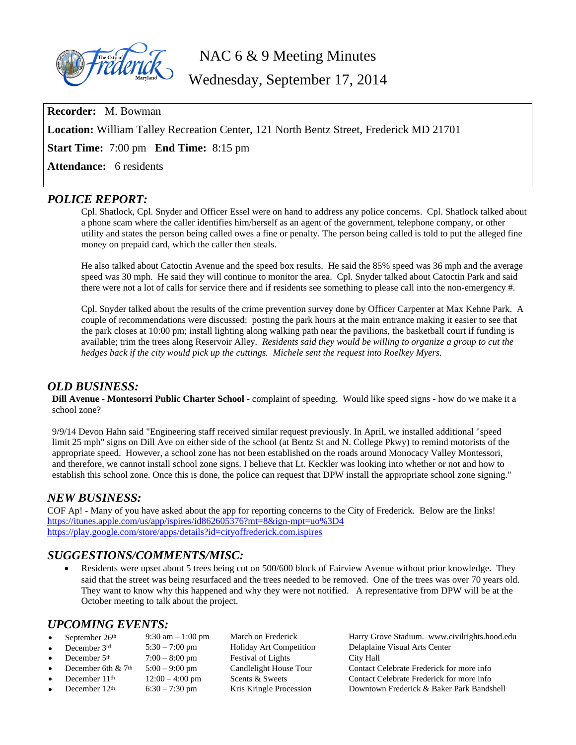# NAC 6 & 9 Meeting Minutes

## Wednesday, September 17, 2014

**Recorder:** M. Bowman

**Location:** William Talley Recreation Center, 121 North Bentz Street, Frederick MD 21701

**Start Time:** 7:00 pm **End Time:** 8:15 pm

**Attendance:** 6 residents

## *POLICE REPORT:*

Cpl. Shatlock, Cpl. Snyder and Officer Essel were on hand to address any police concerns. Cpl. Shatlock talked about a phone scam where the caller identifies him/herself as an agent of the government, telephone company, or other utility and states the person being called owes a fine or penalty. The person being called is told to put the alleged fine money on prepaid card, which the caller then steals.

He also talked about Catoctin Avenue and the speed box results. He said the 85% speed was 36 mph and the average speed was 30 mph. He said they will continue to monitor the area. Cpl. Snyder talked about Catoctin Park and said there were not a lot of calls for service there and if residents see something to please call into the non-emergency #.

Cpl. Snyder talked about the results of the crime prevention survey done by Officer Carpenter at Max Kehne Park. A couple of recommendations were discussed: posting the park hours at the main entrance making it easier to see that the park closes at 10:00 pm; install lighting along walking path near the pavilions, the basketball court if funding is available; trim the trees along Reservoir Alley. *Residents said they would be willing to organize a group to cut the hedges back if the city would pick up the cuttings. Michele sent the request into Roelkey Myers.*

## *OLD BUSINESS:*

**Dill Avenue - Montesorri Public Charter School -** complaint of speeding. Would like speed signs - how do we make it a school zone?

9/9/14 Devon Hahn said "Engineering staff received similar request previously. In April, we installed additional "speed limit 25 mph" signs on Dill Ave on either side of the school (at Bentz St and N. College Pkwy) to remind motorists of the appropriate speed. However, a school zone has not been established on the roads around Monocacy Valley Montessori, and therefore, we cannot install school zone signs. I believe that Lt. Keckler was looking into whether or not and how to establish this school zone. Once this is done, the police can request that DPW install the appropriate school zone signing."

## *NEW BUSINESS:*

COF Ap! - Many of you have asked about the app for reporting concerns to the City of Frederick. Below are the links!
https://itunes.apple.com/us/app/ispires/id862605376?mt=8&ign-mpt=uo%3D4
https://play.google.com/store/apps/details?id=cityoffrederick.com.ispires

## *SUGGESTIONS/COMMENTS/MISC:*

- Residents were upset about 5 trees being cut on 500/600 block of Fairview Avenue without prior knowledge. They said that the street was being resurfaced and the trees needed to be removed. One of the trees was over 70 years old. They want to know why this happened and why they were not notified. A representative from DPW will be at the October meeting to talk about the project.

## *UPCOMING EVENTS:*

| | | | |
|---|---|---|---|
| • September 26th | 9:30 am – 1:00 pm | March on Frederick | Harry Grove Stadium. www.civilrights.hood.edu |
| • December 3rd | 5:30 – 7:00 pm | Holiday Art Competition | Delaplaine Visual Arts Center |
| • December 5th | 7:00 – 8:00 pm | Festival of Lights | City Hall |
| • December 6th & 7th | 5:00 – 9:00 pm | Candlelight House Tour | Contact Celebrate Frederick for more info |
| • December 11th | 12:00 – 4:00 pm | Scents & Sweets | Contact Celebrate Frederick for more info |
| • December 12th | 6:30 – 7:30 pm | Kris Kringle Procession | Downtown Frederick & Baker Park Bandshell |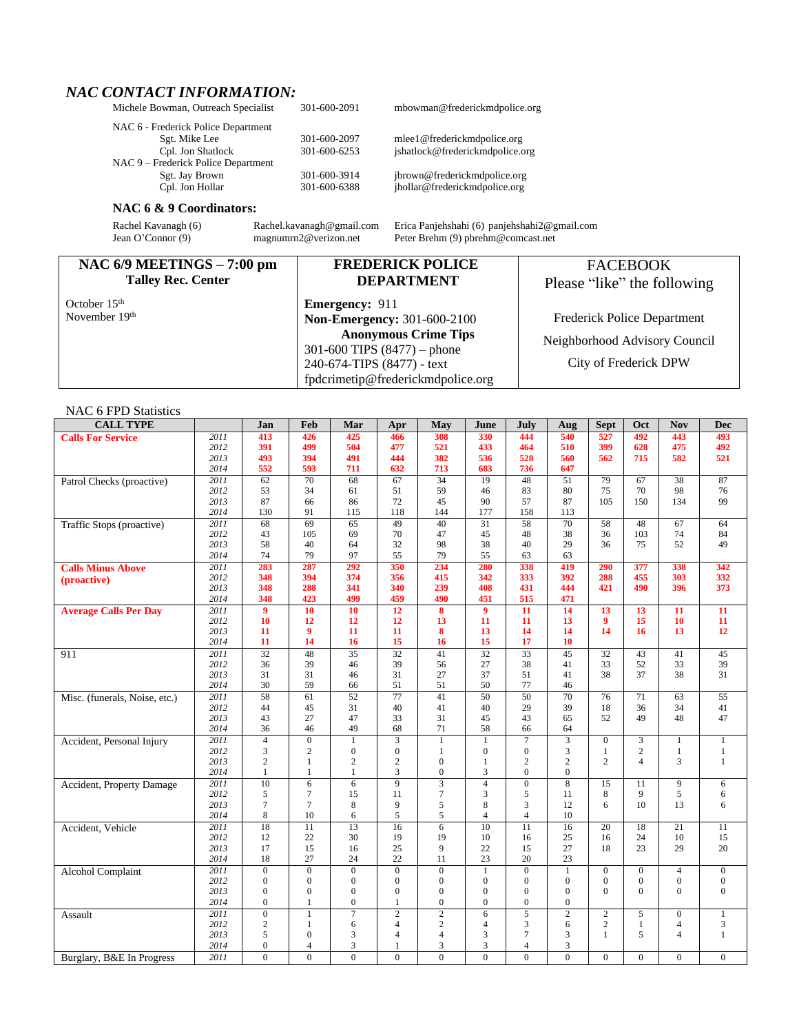## *NAC CONTACT INFORMATION:*

| | | |
|---|---|---|
| Michele Bowman, Outreach Specialist | 301-600-2091 | mbowman@frederickmdpolice.org |
| NAC 6 - Frederick Police Department | | |
| Sgt. Mike Lee | 301-600-2097 | mlee1@frederickmdpolice.org |
| Cpl. Jon Shatlock | 301-600-6253 | jshatlock@frederickmdpolice.org |
| NAC 9 – Frederick Police Department | | |
| Sgt. Jay Brown | 301-600-3914 | jbrown@frederickmdpolice.org |
| Cpl. Jon Hollar | 301-600-6388 | jhollar@frederickmdpolice.org |

### NAC 6 & 9 Coordinators:

| | | |
|---|---|---|
| Rachel Kavanagh (6) | Rachel.kavanagh@gmail.com | Erica Panjehshahi (6) panjehshahi2@gmail.com |
| Jean O'Connor (9) | magnumrn2@verizon.net | Peter Brehm (9) pbrehm@comcast.net |

| **NAC 6/9 MEETINGS – 7:00 pm Talley Rec. Center** | **FREDERICK POLICE DEPARTMENT** | FACEBOOK Please "like" the following |
|---|---|---|
| October 15th<br>November 19th | **Emergency:** 911<br>**Non-Emergency:** 301-600-2100<br>**Anonymous Crime Tips**<br>301-600 TIPS (8477) – phone<br>240-674-TIPS (8477) - text<br>fpdcrimetip@frederickmdpolice.org | Frederick Police Department<br>Neighborhood Advisory Council<br>City of Frederick DPW |

NAC 6 FPD Statistics

| CALL TYPE | | Jan | Feb | Mar | Apr | May | June | July | Aug | Sept | Oct | Nov | Dec |
|---|---|---|---|---|---|---|---|---|---|---|---|---|---|
| **Calls For Service** | 2011 | 413 | 426 | 425 | 466 | 308 | 330 | 444 | 540 | 527 | 492 | 443 | 493 |
| | 2012 | 391 | 499 | 504 | 477 | 521 | 433 | 464 | 510 | 399 | 628 | 475 | 492 |
| | 2013 | 493 | 394 | 491 | 444 | 382 | 536 | 528 | 560 | 562 | 715 | 582 | 521 |
| | 2014 | 552 | 593 | 711 | 632 | 713 | 683 | 736 | 647 | | | | |
| Patrol Checks (proactive) | 2011 | 62 | 70 | 68 | 67 | 34 | 19 | 48 | 51 | 79 | 67 | 38 | 87 |
| | 2012 | 53 | 34 | 61 | 51 | 59 | 46 | 83 | 80 | 75 | 70 | 98 | 76 |
| | 2013 | 87 | 66 | 86 | 72 | 45 | 90 | 57 | 87 | 105 | 150 | 134 | 99 |
| | 2014 | 130 | 91 | 115 | 118 | 144 | 177 | 158 | 113 | | | | |
| Traffic Stops (proactive) | 2011 | 68 | 69 | 65 | 49 | 40 | 31 | 58 | 70 | 58 | 48 | 67 | 64 |
| | 2012 | 43 | 105 | 69 | 70 | 47 | 45 | 48 | 38 | 36 | 103 | 74 | 84 |
| | 2013 | 58 | 40 | 64 | 32 | 98 | 38 | 40 | 29 | 36 | 75 | 52 | 49 |
| | 2014 | 74 | 79 | 97 | 55 | 79 | 55 | 63 | 63 | | | | |
| **Calls Minus Above (proactive)** | 2011 | 283 | 287 | 292 | 350 | 234 | 280 | 338 | 419 | 290 | 377 | 338 | 342 |
| | 2012 | 348 | 394 | 374 | 356 | 415 | 342 | 333 | 392 | 288 | 455 | 303 | 332 |
| | 2013 | 348 | 288 | 341 | 340 | 239 | 408 | 431 | 444 | 421 | 490 | 396 | 373 |
| | 2014 | 348 | 423 | 499 | 459 | 490 | 451 | 515 | 471 | | | | |
| **Average Calls Per Day** | 2011 | 9 | 10 | 10 | 12 | 8 | 9 | 11 | 14 | 13 | 13 | 11 | 11 |
| | 2012 | 10 | 12 | 12 | 12 | 13 | 11 | 11 | 13 | 9 | 15 | 10 | 11 |
| | 2013 | 11 | 9 | 11 | 11 | 8 | 13 | 14 | 14 | 14 | 16 | 13 | 12 |
| | 2014 | 11 | 14 | 16 | 15 | 16 | 15 | 17 | 10 | | | | |
| 911 | 2011 | 32 | 48 | 35 | 32 | 41 | 32 | 33 | 45 | 32 | 43 | 41 | 45 |
| | 2012 | 36 | 39 | 46 | 39 | 56 | 27 | 38 | 41 | 33 | 52 | 33 | 39 |
| | 2013 | 31 | 31 | 46 | 31 | 27 | 37 | 51 | 41 | 38 | 37 | 38 | 31 |
| | 2014 | 30 | 59 | 66 | 51 | 51 | 50 | 77 | 46 | | | | |
| Misc. (funerals, Noise, etc.) | 2011 | 58 | 61 | 52 | 77 | 41 | 50 | 50 | 70 | 76 | 71 | 63 | 55 |
| | 2012 | 44 | 45 | 31 | 40 | 41 | 40 | 29 | 39 | 18 | 36 | 34 | 41 |
| | 2013 | 43 | 27 | 47 | 33 | 31 | 45 | 43 | 65 | 52 | 49 | 48 | 47 |
| | 2014 | 36 | 46 | 49 | 68 | 71 | 58 | 66 | 64 | | | | |
| Accident, Personal Injury | 2011 | 4 | 0 | 1 | 3 | 1 | 1 | 7 | 3 | 0 | 3 | 1 | 1 |
| | 2012 | 3 | 2 | 0 | 0 | 1 | 0 | 0 | 3 | 1 | 2 | 1 | 1 |
| | 2013 | 2 | 1 | 2 | 2 | 0 | 1 | 2 | 2 | 2 | 4 | 3 | 1 |
| | 2014 | 1 | 1 | 1 | 3 | 0 | 3 | 0 | 0 | | | | |
| Accident, Property Damage | 2011 | 10 | 6 | 6 | 9 | 3 | 4 | 0 | 8 | 15 | 11 | 9 | 6 |
| | 2012 | 5 | 7 | 15 | 11 | 7 | 3 | 5 | 11 | 8 | 9 | 5 | 6 |
| | 2013 | 7 | 7 | 8 | 9 | 5 | 8 | 3 | 12 | 6 | 10 | 13 | 6 |
| | 2014 | 8 | 10 | 6 | 5 | 5 | 4 | 4 | 10 | | | | |
| Accident, Vehicle | 2011 | 18 | 11 | 13 | 16 | 6 | 10 | 11 | 16 | 20 | 18 | 21 | 11 |
| | 2012 | 12 | 22 | 30 | 19 | 19 | 10 | 16 | 25 | 16 | 24 | 10 | 15 |
| | 2013 | 17 | 15 | 16 | 25 | 9 | 22 | 15 | 27 | 18 | 23 | 29 | 20 |
| | 2014 | 18 | 27 | 24 | 22 | 11 | 23 | 20 | 23 | | | | |
| Alcohol Complaint | 2011 | 0 | 0 | 0 | 0 | 0 | 1 | 0 | 1 | 0 | 0 | 4 | 0 |
| | 2012 | 0 | 0 | 0 | 0 | 0 | 0 | 0 | 0 | 0 | 0 | 0 | 0 |
| | 2013 | 0 | 0 | 0 | 0 | 0 | 0 | 0 | 0 | 0 | 0 | 0 | 0 |
| | 2014 | 0 | 1 | 0 | 1 | 0 | 0 | 0 | 0 | | | | |
| Assault | 2011 | 0 | 1 | 7 | 2 | 2 | 6 | 5 | 2 | 2 | 5 | 0 | 1 |
| | 2012 | 2 | 1 | 6 | 4 | 2 | 4 | 3 | 6 | 2 | 1 | 4 | 3 |
| | 2013 | 5 | 0 | 3 | 4 | 4 | 3 | 7 | 3 | 1 | 5 | 4 | 1 |
| | 2014 | 0 | 4 | 3 | 1 | 3 | 3 | 4 | 3 | | | | |
| Burglary, B&E In Progress | 2011 | 0 | 0 | 0 | 0 | 0 | 0 | 0 | 0 | 0 | 0 | 0 | 0 |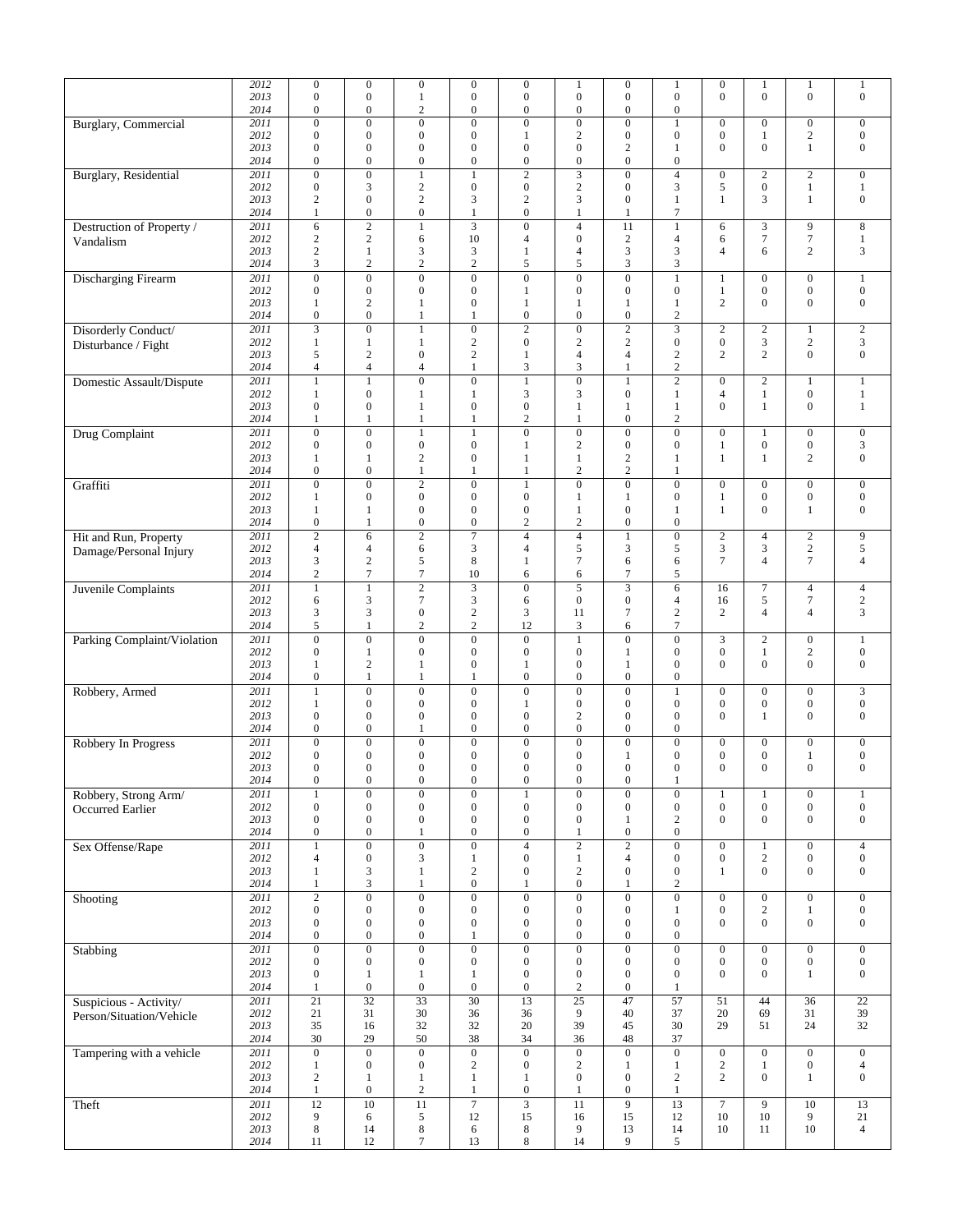| | | | | | | | | | | | | | |
|---|---|---|---|---|---|---|---|---|---|---|---|---|---|
| | 2012 | 0 | 0 | 0 | 0 | 0 | 1 | 0 | 1 | 0 | 1 | 1 | 1 |
| | 2013 | 0 | 0 | 1 | 0 | 0 | 0 | 0 | 0 | 0 | 0 | 0 | 0 |
| | 2014 | 0 | 0 | 2 | 0 | 0 | 0 | 0 | 0 | | | | |
| Burglary, Commercial | 2011 | 0 | 0 | 0 | 0 | 0 | 0 | 0 | 1 | 0 | 0 | 0 | 0 |
| | 2012 | 0 | 0 | 0 | 0 | 1 | 2 | 0 | 0 | 0 | 1 | 2 | 0 |
| | 2013 | 0 | 0 | 0 | 0 | 0 | 0 | 2 | 1 | 0 | 0 | 1 | 0 |
| | 2014 | 0 | 0 | 0 | 0 | 0 | 0 | 0 | 0 | | | | |
| Burglary, Residential | 2011 | 0 | 0 | 1 | 1 | 2 | 3 | 0 | 4 | 0 | 2 | 2 | 0 |
| | 2012 | 0 | 3 | 2 | 0 | 0 | 2 | 0 | 3 | 5 | 0 | 1 | 1 |
| | 2013 | 2 | 0 | 2 | 3 | 2 | 3 | 0 | 1 | 1 | 3 | 1 | 0 |
| | 2014 | 1 | 0 | 0 | 1 | 0 | 1 | 1 | 7 | | | | |
| Destruction of Property / Vandalism | 2011 | 6 | 2 | 1 | 3 | 0 | 4 | 11 | 1 | 6 | 3 | 9 | 8 |
| | 2012 | 2 | 2 | 6 | 10 | 4 | 0 | 2 | 4 | 6 | 7 | 7 | 1 |
| | 2013 | 2 | 1 | 3 | 3 | 1 | 4 | 3 | 3 | 4 | 6 | 2 | 3 |
| | 2014 | 3 | 2 | 2 | 2 | 5 | 5 | 3 | 3 | | | | |
| Discharging Firearm | 2011 | 0 | 0 | 0 | 0 | 0 | 0 | 0 | 1 | 1 | 0 | 0 | 1 |
| | 2012 | 0 | 0 | 0 | 0 | 1 | 0 | 0 | 0 | 1 | 0 | 0 | 0 |
| | 2013 | 1 | 2 | 1 | 0 | 1 | 1 | 1 | 1 | 2 | 0 | 0 | 0 |
| | 2014 | 0 | 0 | 1 | 1 | 0 | 0 | 0 | 2 | | | | |
| Disorderly Conduct/ Disturbance / Fight | 2011 | 3 | 0 | 1 | 0 | 2 | 0 | 2 | 3 | 2 | 2 | 1 | 2 |
| | 2012 | 1 | 1 | 1 | 2 | 0 | 2 | 2 | 0 | 0 | 3 | 2 | 3 |
| | 2013 | 5 | 2 | 0 | 2 | 1 | 4 | 4 | 2 | 2 | 2 | 0 | 0 |
| | 2014 | 4 | 4 | 4 | 1 | 3 | 3 | 1 | 2 | | | | |
| Domestic Assault/Dispute | 2011 | 1 | 1 | 0 | 0 | 1 | 0 | 1 | 2 | 0 | 2 | 1 | 1 |
| | 2012 | 1 | 0 | 1 | 1 | 3 | 3 | 0 | 1 | 4 | 1 | 0 | 1 |
| | 2013 | 0 | 0 | 1 | 0 | 0 | 1 | 1 | 1 | 0 | 1 | 0 | 1 |
| | 2014 | 1 | 1 | 1 | 1 | 2 | 1 | 0 | 2 | | | | |
| Drug Complaint | 2011 | 0 | 0 | 1 | 1 | 0 | 0 | 0 | 0 | 0 | 1 | 0 | 0 |
| | 2012 | 0 | 0 | 0 | 0 | 1 | 2 | 0 | 0 | 1 | 0 | 0 | 3 |
| | 2013 | 1 | 1 | 2 | 0 | 1 | 1 | 2 | 1 | 1 | 1 | 2 | 0 |
| | 2014 | 0 | 0 | 1 | 1 | 1 | 2 | 2 | 1 | | | | |
| Graffiti | 2011 | 0 | 0 | 2 | 0 | 1 | 0 | 0 | 0 | 0 | 0 | 0 | 0 |
| | 2012 | 1 | 0 | 0 | 0 | 0 | 1 | 1 | 0 | 1 | 0 | 0 | 0 |
| | 2013 | 1 | 1 | 0 | 0 | 0 | 1 | 0 | 1 | 1 | 0 | 1 | 0 |
| | 2014 | 0 | 1 | 0 | 0 | 2 | 2 | 0 | 0 | | | | |
| Hit and Run, Property Damage/Personal Injury | 2011 | 2 | 6 | 2 | 7 | 4 | 4 | 1 | 0 | 2 | 4 | 2 | 9 |
| | 2012 | 4 | 4 | 6 | 3 | 4 | 5 | 3 | 5 | 3 | 3 | 2 | 5 |
| | 2013 | 3 | 2 | 5 | 8 | 1 | 7 | 6 | 6 | 7 | 4 | 7 | 4 |
| | 2014 | 2 | 7 | 7 | 10 | 6 | 6 | 7 | 5 | | | | |
| Juvenile Complaints | 2011 | 1 | 1 | 2 | 3 | 0 | 5 | 3 | 6 | 16 | 7 | 4 | 4 |
| | 2012 | 6 | 3 | 7 | 3 | 6 | 0 | 0 | 4 | 16 | 5 | 7 | 2 |
| | 2013 | 3 | 3 | 0 | 2 | 3 | 11 | 7 | 2 | 2 | 4 | 4 | 3 |
| | 2014 | 5 | 1 | 2 | 2 | 12 | 3 | 6 | 7 | | | | |
| Parking Complaint/Violation | 2011 | 0 | 0 | 0 | 0 | 0 | 1 | 0 | 0 | 3 | 2 | 0 | 1 |
| | 2012 | 0 | 1 | 0 | 0 | 0 | 0 | 1 | 0 | 0 | 1 | 2 | 0 |
| | 2013 | 1 | 2 | 1 | 0 | 1 | 0 | 1 | 0 | 0 | 0 | 0 | 0 |
| | 2014 | 0 | 1 | 1 | 1 | 0 | 0 | 0 | 0 | | | | |
| Robbery, Armed | 2011 | 1 | 0 | 0 | 0 | 0 | 0 | 0 | 1 | 0 | 0 | 0 | 3 |
| | 2012 | 1 | 0 | 0 | 0 | 1 | 0 | 0 | 0 | 0 | 0 | 0 | 0 |
| | 2013 | 0 | 0 | 0 | 0 | 0 | 2 | 0 | 0 | 0 | 1 | 0 | 0 |
| | 2014 | 0 | 0 | 1 | 0 | 0 | 0 | 0 | 0 | | | | |
| Robbery In Progress | 2011 | 0 | 0 | 0 | 0 | 0 | 0 | 0 | 0 | 0 | 0 | 0 | 0 |
| | 2012 | 0 | 0 | 0 | 0 | 0 | 0 | 1 | 0 | 0 | 0 | 1 | 0 |
| | 2013 | 0 | 0 | 0 | 0 | 0 | 0 | 0 | 0 | 0 | 0 | 0 | 0 |
| | 2014 | 0 | 0 | 0 | 0 | 0 | 0 | 0 | 1 | | | | |
| Robbery, Strong Arm/ Occurred Earlier | 2011 | 1 | 0 | 0 | 0 | 1 | 0 | 0 | 0 | 1 | 1 | 0 | 1 |
| | 2012 | 0 | 0 | 0 | 0 | 0 | 0 | 0 | 0 | 0 | 0 | 0 | 0 |
| | 2013 | 0 | 0 | 0 | 0 | 0 | 0 | 1 | 2 | 0 | 0 | 0 | 0 |
| | 2014 | 0 | 0 | 1 | 0 | 0 | 1 | 0 | 0 | | | | |
| Sex Offense/Rape | 2011 | 1 | 0 | 0 | 0 | 4 | 2 | 2 | 0 | 0 | 1 | 0 | 4 |
| | 2012 | 4 | 0 | 3 | 1 | 0 | 1 | 4 | 0 | 0 | 2 | 0 | 0 |
| | 2013 | 1 | 3 | 1 | 2 | 0 | 2 | 0 | 0 | 1 | 0 | 0 | 0 |
| | 2014 | 1 | 3 | 1 | 0 | 1 | 0 | 1 | 2 | | | | |
| Shooting | 2011 | 2 | 0 | 0 | 0 | 0 | 0 | 0 | 0 | 0 | 0 | 0 | 0 |
| | 2012 | 0 | 0 | 0 | 0 | 0 | 0 | 0 | 1 | 0 | 2 | 1 | 0 |
| | 2013 | 0 | 0 | 0 | 0 | 0 | 0 | 0 | 0 | 0 | 0 | 0 | 0 |
| | 2014 | 0 | 0 | 0 | 1 | 0 | 0 | 0 | 0 | | | | |
| Stabbing | 2011 | 0 | 0 | 0 | 0 | 0 | 0 | 0 | 0 | 0 | 0 | 0 | 0 |
| | 2012 | 0 | 0 | 0 | 0 | 0 | 0 | 0 | 0 | 0 | 0 | 0 | 0 |
| | 2013 | 0 | 1 | 1 | 1 | 0 | 0 | 0 | 0 | 0 | 0 | 1 | 0 |
| | 2014 | 1 | 0 | 0 | 0 | 0 | 2 | 0 | 1 | | | | |
| Suspicious - Activity/ Person/Situation/Vehicle | 2011 | 21 | 32 | 33 | 30 | 13 | 25 | 47 | 57 | 51 | 44 | 36 | 22 |
| | 2012 | 21 | 31 | 30 | 36 | 36 | 9 | 40 | 37 | 20 | 69 | 31 | 39 |
| | 2013 | 35 | 16 | 32 | 32 | 20 | 39 | 45 | 30 | 29 | 51 | 24 | 32 |
| | 2014 | 30 | 29 | 50 | 38 | 34 | 36 | 48 | 37 | | | | |
| Tampering with a vehicle | 2011 | 0 | 0 | 0 | 0 | 0 | 0 | 0 | 0 | 0 | 0 | 0 | 0 |
| | 2012 | 1 | 0 | 0 | 2 | 0 | 2 | 1 | 1 | 2 | 1 | 0 | 4 |
| | 2013 | 2 | 1 | 1 | 1 | 1 | 0 | 0 | 2 | 2 | 0 | 1 | 0 |
| | 2014 | 1 | 0 | 2 | 1 | 0 | 1 | 0 | 1 | | | | |
| Theft | 2011 | 12 | 10 | 11 | 7 | 3 | 11 | 9 | 13 | 7 | 9 | 10 | 13 |
| | 2012 | 9 | 6 | 5 | 12 | 15 | 16 | 15 | 12 | 10 | 10 | 9 | 21 |
| | 2013 | 8 | 14 | 8 | 6 | 8 | 9 | 13 | 14 | 10 | 11 | 10 | 4 |
| | 2014 | 11 | 12 | 7 | 13 | 8 | 14 | 9 | 5 | | | | |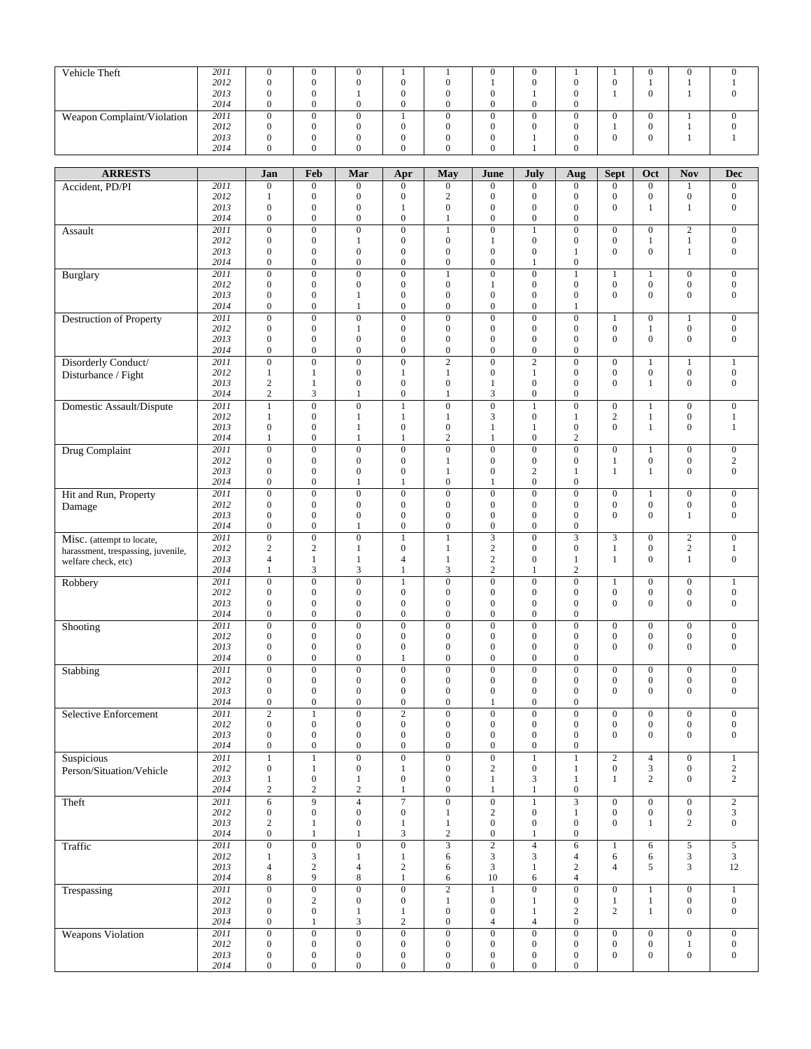| | | | | | | | | | | | | | |
|---|---|---|---|---|---|---|---|---|---|---|---|---|---|
| Vehicle Theft | 2011 | 0 | 0 | 0 | 1 | 1 | 0 | 0 | 1 | 1 | 0 | 0 | 0 |
| | 2012 | 0 | 0 | 0 | 0 | 0 | 1 | 0 | 0 | 0 | 1 | 1 | 1 |
| | 2013 | 0 | 0 | 1 | 0 | 0 | 0 | 1 | 0 | 1 | 0 | 1 | 0 |
| | 2014 | 0 | 0 | 0 | 0 | 0 | 0 | 0 | 0 | | | | |
| Weapon Complaint/Violation | 2011 | 0 | 0 | 0 | 1 | 0 | 0 | 0 | 0 | 0 | 0 | 1 | 0 |
| | 2012 | 0 | 0 | 0 | 0 | 0 | 0 | 0 | 0 | 1 | 0 | 1 | 0 |
| | 2013 | 0 | 0 | 0 | 0 | 0 | 0 | 1 | 0 | 0 | 0 | 1 | 1 |
| | 2014 | 0 | 0 | 0 | 0 | 0 | 0 | 1 | 0 | | | | |

| ARRESTS | | Jan | Feb | Mar | Apr | May | June | July | Aug | Sept | Oct | Nov | Dec |
|---|---|---|---|---|---|---|---|---|---|---|---|---|---|
| Accident, PD/PI | 2011 | 0 | 0 | 0 | 0 | 0 | 0 | 0 | 0 | 0 | 0 | 1 | 0 |
| | 2012 | 1 | 0 | 0 | 0 | 2 | 0 | 0 | 0 | 0 | 0 | 0 | 0 |
| | 2013 | 0 | 0 | 0 | 1 | 0 | 0 | 0 | 0 | 0 | 1 | 1 | 0 |
| | 2014 | 0 | 0 | 0 | 0 | 1 | 0 | 0 | 0 | | | | |
| Assault | 2011 | 0 | 0 | 0 | 0 | 1 | 0 | 1 | 0 | 0 | 0 | 2 | 0 |
| | 2012 | 0 | 0 | 1 | 0 | 0 | 1 | 0 | 0 | 0 | 1 | 1 | 0 |
| | 2013 | 0 | 0 | 0 | 0 | 0 | 0 | 0 | 1 | 0 | 0 | 1 | 0 |
| | 2014 | 0 | 0 | 0 | 0 | 0 | 0 | 1 | 0 | | | | |
| Burglary | 2011 | 0 | 0 | 0 | 0 | 1 | 0 | 0 | 1 | 1 | 1 | 0 | 0 |
| | 2012 | 0 | 0 | 0 | 0 | 0 | 1 | 0 | 0 | 0 | 0 | 0 | 0 |
| | 2013 | 0 | 0 | 1 | 0 | 0 | 0 | 0 | 0 | 0 | 0 | 0 | 0 |
| | 2014 | 0 | 0 | 1 | 0 | 0 | 0 | 0 | 1 | | | | |
| Destruction of Property | 2011 | 0 | 0 | 0 | 0 | 0 | 0 | 0 | 0 | 1 | 0 | 1 | 0 |
| | 2012 | 0 | 0 | 1 | 0 | 0 | 0 | 0 | 0 | 0 | 1 | 0 | 0 |
| | 2013 | 0 | 0 | 0 | 0 | 0 | 0 | 0 | 0 | 0 | 0 | 0 | 0 |
| | 2014 | 0 | 0 | 0 | 0 | 0 | 0 | 0 | 0 | | | | |
| Disorderly Conduct/ Disturbance / Fight | 2011 | 0 | 0 | 0 | 0 | 2 | 0 | 2 | 0 | 0 | 1 | 1 | 1 |
| | 2012 | 1 | 1 | 0 | 1 | 1 | 0 | 1 | 0 | 0 | 0 | 0 | 0 |
| | 2013 | 2 | 1 | 0 | 0 | 0 | 1 | 0 | 0 | 0 | 1 | 0 | 0 |
| | 2014 | 2 | 3 | 1 | 0 | 1 | 3 | 0 | 0 | | | | |
| Domestic Assault/Dispute | 2011 | 1 | 0 | 0 | 1 | 0 | 0 | 1 | 0 | 0 | 1 | 0 | 0 |
| | 2012 | 1 | 0 | 1 | 1 | 1 | 3 | 0 | 1 | 2 | 1 | 0 | 1 |
| | 2013 | 0 | 0 | 1 | 0 | 0 | 1 | 1 | 0 | 0 | 1 | 0 | 1 |
| | 2014 | 1 | 0 | 1 | 1 | 2 | 1 | 0 | 2 | | | | |
| Drug Complaint | 2011 | 0 | 0 | 0 | 0 | 0 | 0 | 0 | 0 | 0 | 1 | 0 | 0 |
| | 2012 | 0 | 0 | 0 | 0 | 1 | 0 | 0 | 0 | 1 | 0 | 0 | 2 |
| | 2013 | 0 | 0 | 0 | 0 | 1 | 0 | 2 | 1 | 1 | 1 | 0 | 0 |
| | 2014 | 0 | 0 | 1 | 1 | 0 | 1 | 0 | 0 | | | | |
| Hit and Run, Property Damage | 2011 | 0 | 0 | 0 | 0 | 0 | 0 | 0 | 0 | 0 | 1 | 0 | 0 |
| | 2012 | 0 | 0 | 0 | 0 | 0 | 0 | 0 | 0 | 0 | 0 | 0 | 0 |
| | 2013 | 0 | 0 | 0 | 0 | 0 | 0 | 0 | 0 | 0 | 0 | 1 | 0 |
| | 2014 | 0 | 0 | 1 | 0 | 0 | 0 | 0 | 0 | | | | |
| Misc. (attempt to locate, harassment, trespassing, juvenile, welfare check, etc) | 2011 | 0 | 0 | 0 | 1 | 1 | 3 | 0 | 3 | 3 | 0 | 2 | 0 |
| | 2012 | 2 | 2 | 1 | 0 | 1 | 2 | 0 | 0 | 1 | 0 | 2 | 1 |
| | 2013 | 4 | 1 | 1 | 4 | 1 | 2 | 0 | 1 | 1 | 0 | 1 | 0 |
| | 2014 | 1 | 3 | 3 | 1 | 3 | 2 | 1 | 2 | | | | |
| Robbery | 2011 | 0 | 0 | 0 | 1 | 0 | 0 | 0 | 0 | 1 | 0 | 0 | 1 |
| | 2012 | 0 | 0 | 0 | 0 | 0 | 0 | 0 | 0 | 0 | 0 | 0 | 0 |
| | 2013 | 0 | 0 | 0 | 0 | 0 | 0 | 0 | 0 | 0 | 0 | 0 | 0 |
| | 2014 | 0 | 0 | 0 | 0 | 0 | 0 | 0 | 0 | | | | |
| Shooting | 2011 | 0 | 0 | 0 | 0 | 0 | 0 | 0 | 0 | 0 | 0 | 0 | 0 |
| | 2012 | 0 | 0 | 0 | 0 | 0 | 0 | 0 | 0 | 0 | 0 | 0 | 0 |
| | 2013 | 0 | 0 | 0 | 0 | 0 | 0 | 0 | 0 | 0 | 0 | 0 | 0 |
| | 2014 | 0 | 0 | 0 | 1 | 0 | 0 | 0 | 0 | | | | |
| Stabbing | 2011 | 0 | 0 | 0 | 0 | 0 | 0 | 0 | 0 | 0 | 0 | 0 | 0 |
| | 2012 | 0 | 0 | 0 | 0 | 0 | 0 | 0 | 0 | 0 | 0 | 0 | 0 |
| | 2013 | 0 | 0 | 0 | 0 | 0 | 0 | 0 | 0 | 0 | 0 | 0 | 0 |
| | 2014 | 0 | 0 | 0 | 0 | 0 | 1 | 0 | 0 | | | | |
| Selective Enforcement | 2011 | 2 | 1 | 0 | 2 | 0 | 0 | 0 | 0 | 0 | 0 | 0 | 0 |
| | 2012 | 0 | 0 | 0 | 0 | 0 | 0 | 0 | 0 | 0 | 0 | 0 | 0 |
| | 2013 | 0 | 0 | 0 | 0 | 0 | 0 | 0 | 0 | 0 | 0 | 0 | 0 |
| | 2014 | 0 | 0 | 0 | 0 | 0 | 0 | 0 | 0 | | | | |
| Suspicious Person/Situation/Vehicle | 2011 | 1 | 1 | 0 | 0 | 0 | 0 | 1 | 1 | 2 | 4 | 0 | 1 |
| | 2012 | 0 | 1 | 0 | 1 | 0 | 2 | 0 | 1 | 0 | 3 | 0 | 2 |
| | 2013 | 1 | 0 | 1 | 0 | 0 | 1 | 3 | 1 | 1 | 2 | 0 | 2 |
| | 2014 | 2 | 2 | 2 | 1 | 0 | 1 | 1 | 0 | | | | |
| Theft | 2011 | 6 | 9 | 4 | 7 | 0 | 0 | 1 | 3 | 0 | 0 | 0 | 2 |
| | 2012 | 0 | 0 | 0 | 0 | 1 | 2 | 0 | 1 | 0 | 0 | 0 | 3 |
| | 2013 | 2 | 1 | 0 | 1 | 1 | 0 | 0 | 0 | 0 | 1 | 2 | 0 |
| | 2014 | 0 | 1 | 1 | 3 | 2 | 0 | 1 | 0 | | | | |
| Traffic | 2011 | 0 | 0 | 0 | 0 | 3 | 2 | 4 | 6 | 1 | 6 | 5 | 5 |
| | 2012 | 1 | 3 | 1 | 1 | 6 | 3 | 3 | 4 | 6 | 6 | 3 | 3 |
| | 2013 | 4 | 2 | 4 | 2 | 6 | 3 | 1 | 2 | 4 | 5 | 3 | 12 |
| | 2014 | 8 | 9 | 8 | 1 | 6 | 10 | 6 | 4 | | | | |
| Trespassing | 2011 | 0 | 0 | 0 | 0 | 2 | 1 | 0 | 0 | 0 | 1 | 0 | 1 |
| | 2012 | 0 | 2 | 0 | 0 | 1 | 0 | 1 | 0 | 1 | 1 | 0 | 0 |
| | 2013 | 0 | 0 | 1 | 1 | 0 | 0 | 1 | 2 | 2 | 1 | 0 | 0 |
| | 2014 | 0 | 1 | 3 | 2 | 0 | 4 | 4 | 0 | | | | |
| Weapons Violation | 2011 | 0 | 0 | 0 | 0 | 0 | 0 | 0 | 0 | 0 | 0 | 0 | 0 |
| | 2012 | 0 | 0 | 0 | 0 | 0 | 0 | 0 | 0 | 0 | 0 | 1 | 0 |
| | 2013 | 0 | 0 | 0 | 0 | 0 | 0 | 0 | 0 | 0 | 0 | 0 | 0 |
| | 2014 | 0 | 0 | 0 | 0 | 0 | 0 | 0 | 0 | | | | |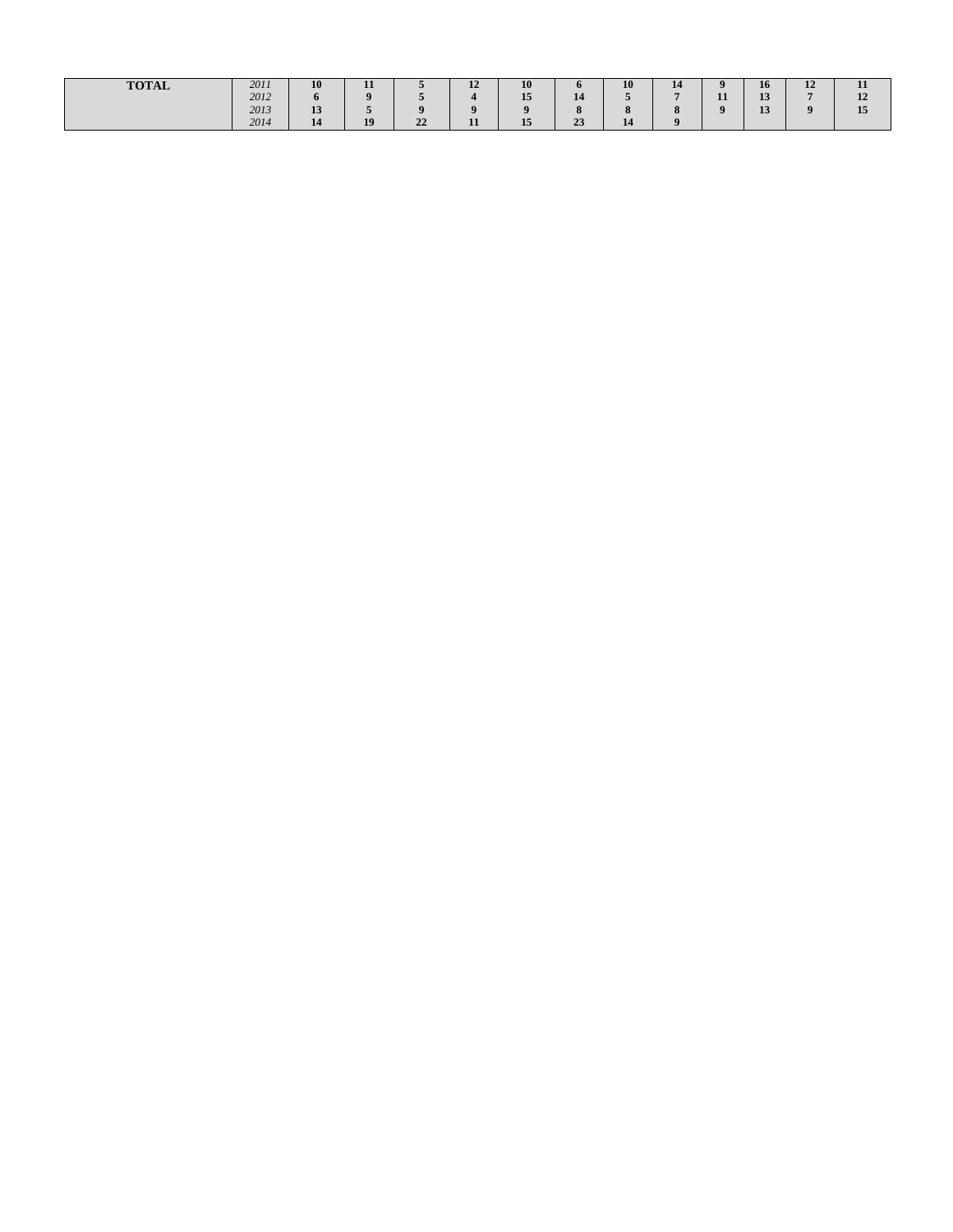| | | | | | | | | | | | | | |
|---|---|---|---|---|---|---|---|---|---|---|---|---|---|
| **TOTAL** | *2011* | **10** | **11** | **5** | **12** | **10** | **6** | **10** | **14** | **9** | **16** | **12** | **11** |
| | *2012* | **6** | **9** | **5** | **4** | **15** | **14** | **5** | **7** | **11** | **13** | **7** | **12** |
| | *2013* | **13** | **5** | **9** | **9** | **9** | **8** | **8** | **8** | **9** | **13** | **9** | **15** |
| | *2014* | **14** | **19** | **22** | **11** | **15** | **23** | **14** | **9** | | | | |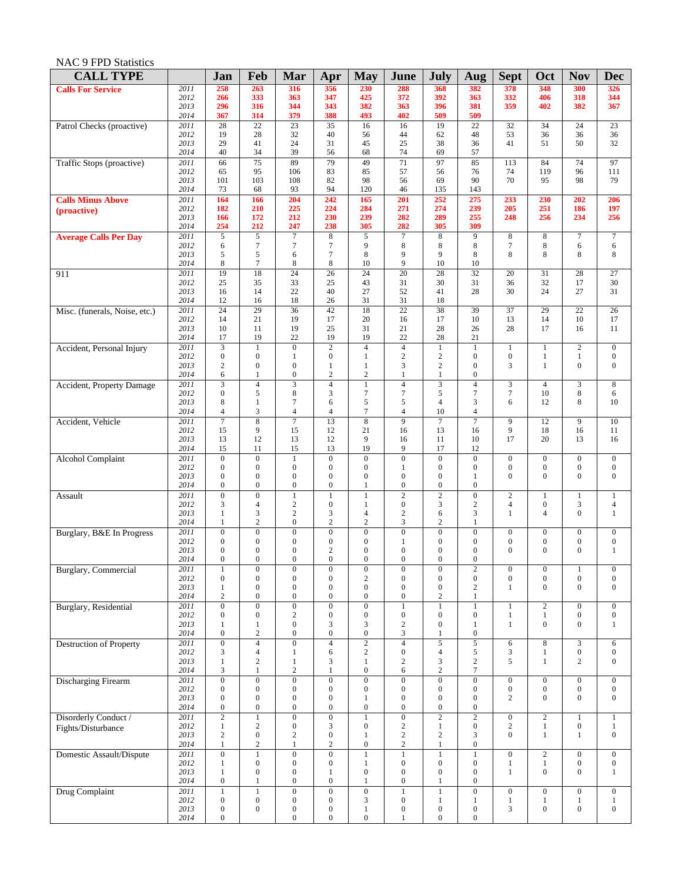NAC 9 FPD Statistics

| CALL TYPE | | Jan | Feb | Mar | Apr | May | June | July | Aug | Sept | Oct | Nov | Dec |
|---|---|---|---|---|---|---|---|---|---|---|---|---|---|
| **Calls For Service** | *2011* | **258** | **263** | **316** | **356** | **230** | **288** | **368** | **382** | **378** | **348** | **300** | **326** |
| | *2012* | **266** | **333** | **363** | **347** | **425** | **372** | **392** | **363** | **332** | **406** | **318** | **344** |
| | *2013* | **296** | **316** | **344** | **343** | **382** | **363** | **396** | **381** | **359** | **402** | **382** | **367** |
| | *2014* | **367** | **314** | **379** | **388** | **493** | **402** | **509** | **509** | | | | |
| Patrol Checks (proactive) | *2011* | 28 | 22 | 23 | 35 | 16 | 16 | 19 | 22 | 32 | 34 | 24 | 23 |
| | *2012* | 19 | 28 | 32 | 40 | 56 | 44 | 62 | 48 | 53 | 36 | 36 | 36 |
| | *2013* | 29 | 41 | 24 | 31 | 45 | 25 | 38 | 36 | 41 | 51 | 50 | 32 |
| | *2014* | 40 | 34 | 39 | 56 | 68 | 74 | 69 | 57 | | | | |
| Traffic Stops (proactive) | *2011* | 66 | 75 | 89 | 79 | 49 | 71 | 97 | 85 | 113 | 84 | 74 | 97 |
| | *2012* | 65 | 95 | 106 | 83 | 85 | 57 | 56 | 76 | 74 | 119 | 96 | 111 |
| | *2013* | 101 | 103 | 108 | 82 | 98 | 56 | 69 | 90 | 70 | 95 | 98 | 79 |
| | *2014* | 73 | 68 | 93 | 94 | 120 | 46 | 135 | 143 | | | | |
| **Calls Minus Above (proactive)** | *2011* | **164** | **166** | **204** | **242** | **165** | **201** | **252** | **275** | **233** | **230** | **202** | **206** |
| | *2012* | **182** | **210** | **225** | **224** | **284** | **271** | **274** | **239** | **205** | **251** | **186** | **197** |
| | *2013* | **166** | **172** | **212** | **230** | **239** | **282** | **289** | **255** | **248** | **256** | **234** | **256** |
| | *2014* | **254** | **212** | **247** | **238** | **305** | **282** | **305** | **309** | | | | |
| **Average Calls Per Day** | *2011* | 5 | 5 | 7 | 8 | 5 | 7 | 8 | 9 | 8 | 8 | 7 | 7 |
| | *2012* | 6 | 7 | 7 | 7 | 9 | 8 | 8 | 8 | 7 | 8 | 6 | 6 |
| | *2013* | 5 | 5 | 6 | 7 | 8 | 9 | 9 | 8 | 8 | 8 | 8 | 8 |
| | *2014* | 8 | 7 | 8 | 8 | 10 | 9 | 10 | 10 | | | | |
| 911 | *2011* | 19 | 18 | 24 | 26 | 24 | 20 | 28 | 32 | 20 | 31 | 28 | 27 |
| | *2012* | 25 | 35 | 33 | 25 | 43 | 31 | 30 | 31 | 36 | 32 | 17 | 30 |
| | *2013* | 16 | 14 | 22 | 40 | 27 | 52 | 41 | 28 | 30 | 24 | 27 | 31 |
| | *2014* | 12 | 16 | 18 | 26 | 31 | 31 | 18 | | | | | |
| Misc. (funerals, Noise, etc.) | *2011* | 24 | 29 | 36 | 42 | 18 | 22 | 38 | 39 | 37 | 29 | 22 | 26 |
| | *2012* | 14 | 21 | 19 | 17 | 20 | 16 | 17 | 10 | 13 | 14 | 10 | 17 |
| | *2013* | 10 | 11 | 19 | 25 | 31 | 21 | 28 | 26 | 28 | 17 | 16 | 11 |
| | *2014* | 17 | 19 | 22 | 19 | 19 | 22 | 28 | 21 | | | | |
| Accident, Personal Injury | *2011* | 3 | 1 | 0 | 2 | 4 | 4 | 1 | 1 | 1 | 1 | 2 | 0 |
| | *2012* | 0 | 0 | 1 | 0 | 1 | 2 | 2 | 0 | 0 | 1 | 1 | 0 |
| | *2013* | 2 | 0 | 0 | 1 | 1 | 3 | 2 | 0 | 3 | 1 | 0 | 0 |
| | *2014* | 6 | 1 | 0 | 2 | 2 | 1 | 1 | 0 | | | | |
| Accident, Property Damage | *2011* | 3 | 4 | 3 | 4 | 1 | 4 | 3 | 4 | 3 | 4 | 3 | 8 |
| | *2012* | 0 | 5 | 8 | 3 | 7 | 7 | 5 | 7 | 7 | 10 | 8 | 6 |
| | *2013* | 8 | 1 | 7 | 6 | 5 | 5 | 4 | 3 | 6 | 12 | 8 | 10 |
| | *2014* | 4 | 3 | 4 | 4 | 7 | 4 | 10 | 4 | | | | |
| Accident, Vehicle | *2011* | 7 | 8 | 7 | 13 | 8 | 9 | 7 | 7 | 9 | 12 | 9 | 10 |
| | *2012* | 15 | 9 | 15 | 12 | 21 | 16 | 13 | 16 | 9 | 18 | 16 | 11 |
| | *2013* | 13 | 12 | 13 | 12 | 9 | 16 | 11 | 10 | 17 | 20 | 13 | 16 |
| | *2014* | 15 | 11 | 15 | 13 | 19 | 9 | 17 | 12 | | | | |
| Alcohol Complaint | *2011* | 0 | 0 | 1 | 0 | 0 | 0 | 0 | 0 | 0 | 0 | 0 | 0 |
| | *2012* | 0 | 0 | 0 | 0 | 0 | 1 | 0 | 0 | 0 | 0 | 0 | 0 |
| | *2013* | 0 | 0 | 0 | 0 | 0 | 0 | 0 | 1 | 0 | 0 | 0 | 0 |
| | *2014* | 0 | 0 | 0 | 0 | 1 | 0 | 0 | 0 | | | | |
| Assault | *2011* | 0 | 0 | 1 | 1 | 1 | 2 | 2 | 0 | 2 | 1 | 1 | 1 |
| | *2012* | 3 | 4 | 2 | 0 | 1 | 0 | 3 | 2 | 4 | 0 | 3 | 4 |
| | *2013* | 1 | 3 | 2 | 3 | 4 | 2 | 6 | 3 | 1 | 4 | 0 | 1 |
| | *2014* | 1 | 2 | 0 | 2 | 2 | 3 | 2 | 1 | | | | |
| Burglary, B&E In Progress | *2011* | 0 | 0 | 0 | 0 | 0 | 0 | 0 | 0 | 0 | 0 | 0 | 0 |
| | *2012* | 0 | 0 | 0 | 0 | 0 | 1 | 0 | 0 | 0 | 0 | 0 | 0 |
| | *2013* | 0 | 0 | 0 | 2 | 0 | 0 | 0 | 0 | 0 | 0 | 0 | 1 |
| | *2014* | 0 | 0 | 0 | 0 | 0 | 0 | 0 | 0 | | | | |
| Burglary, Commercial | *2011* | 1 | 0 | 0 | 0 | 0 | 0 | 0 | 2 | 0 | 0 | 1 | 0 |
| | *2012* | 0 | 0 | 0 | 0 | 2 | 0 | 0 | 0 | 0 | 0 | 0 | 0 |
| | *2013* | 1 | 0 | 0 | 0 | 0 | 0 | 0 | 2 | 1 | 0 | 0 | 0 |
| | *2014* | 2 | 0 | 0 | 0 | 0 | 0 | 2 | 1 | | | | |
| Burglary, Residential | *2011* | 0 | 0 | 0 | 0 | 0 | 1 | 1 | 1 | 1 | 2 | 0 | 0 |
| | *2012* | 0 | 0 | 2 | 0 | 0 | 0 | 0 | 0 | 1 | 1 | 0 | 0 |
| | *2013* | 1 | 1 | 0 | 3 | 3 | 2 | 0 | 1 | 1 | 0 | 0 | 1 |
| | *2014* | 0 | 2 | 0 | 0 | 0 | 3 | 1 | 0 | | | | |
| Destruction of Property | *2011* | 0 | 4 | 0 | 4 | 2 | 4 | 5 | 5 | 6 | 8 | 3 | 6 |
| | *2012* | 3 | 4 | 1 | 6 | 2 | 0 | 4 | 5 | 3 | 1 | 0 | 0 |
| | *2013* | 1 | 2 | 1 | 3 | 1 | 2 | 3 | 2 | 5 | 1 | 2 | 0 |
| | *2014* | 3 | 1 | 2 | 1 | 0 | 6 | 2 | 7 | | | | |
| Discharging Firearm | *2011* | 0 | 0 | 0 | 0 | 0 | 0 | 0 | 0 | 0 | 0 | 0 | 0 |
| | *2012* | 0 | 0 | 0 | 0 | 0 | 0 | 0 | 0 | 0 | 0 | 0 | 0 |
| | *2013* | 0 | 0 | 0 | 0 | 1 | 0 | 0 | 0 | 2 | 0 | 0 | 0 |
| | *2014* | 0 | 0 | 0 | 0 | 0 | 0 | 0 | 0 | | | | |
| Disorderly Conduct / Fights/Disturbance | *2011* | 2 | 1 | 0 | 0 | 1 | 0 | 2 | 2 | 0 | 2 | 1 | 1 |
| | *2012* | 1 | 2 | 0 | 3 | 0 | 2 | 1 | 0 | 2 | 1 | 0 | 1 |
| | *2013* | 2 | 0 | 2 | 0 | 1 | 2 | 2 | 3 | 0 | 1 | 1 | 0 |
| | *2014* | 1 | 2 | 1 | 2 | 0 | 2 | 1 | 0 | | | | |
| Domestic Assault/Dispute | *2011* | 0 | 1 | 0 | 0 | 1 | 1 | 1 | 1 | 0 | 2 | 0 | 0 |
| | *2012* | 1 | 0 | 0 | 0 | 1 | 0 | 0 | 0 | 1 | 1 | 0 | 0 |
| | *2013* | 1 | 0 | 0 | 1 | 0 | 0 | 0 | 0 | 1 | 0 | 0 | 1 |
| | *2014* | 0 | 1 | 0 | 0 | 1 | 0 | 1 | 0 | | | | |
| Drug Complaint | *2011* | 1 | 1 | 0 | 0 | 0 | 1 | 1 | 0 | 0 | 0 | 0 | 0 |
| | *2012* | 0 | 0 | 0 | 0 | 3 | 0 | 1 | 1 | 1 | 1 | 1 | 1 |
| | *2013* | 0 | 0 | 0 | 0 | 1 | 0 | 0 | 0 | 3 | 0 | 0 | 0 |
| | *2014* | 0 | | 0 | 0 | 0 | 1 | 0 | 0 | | | | |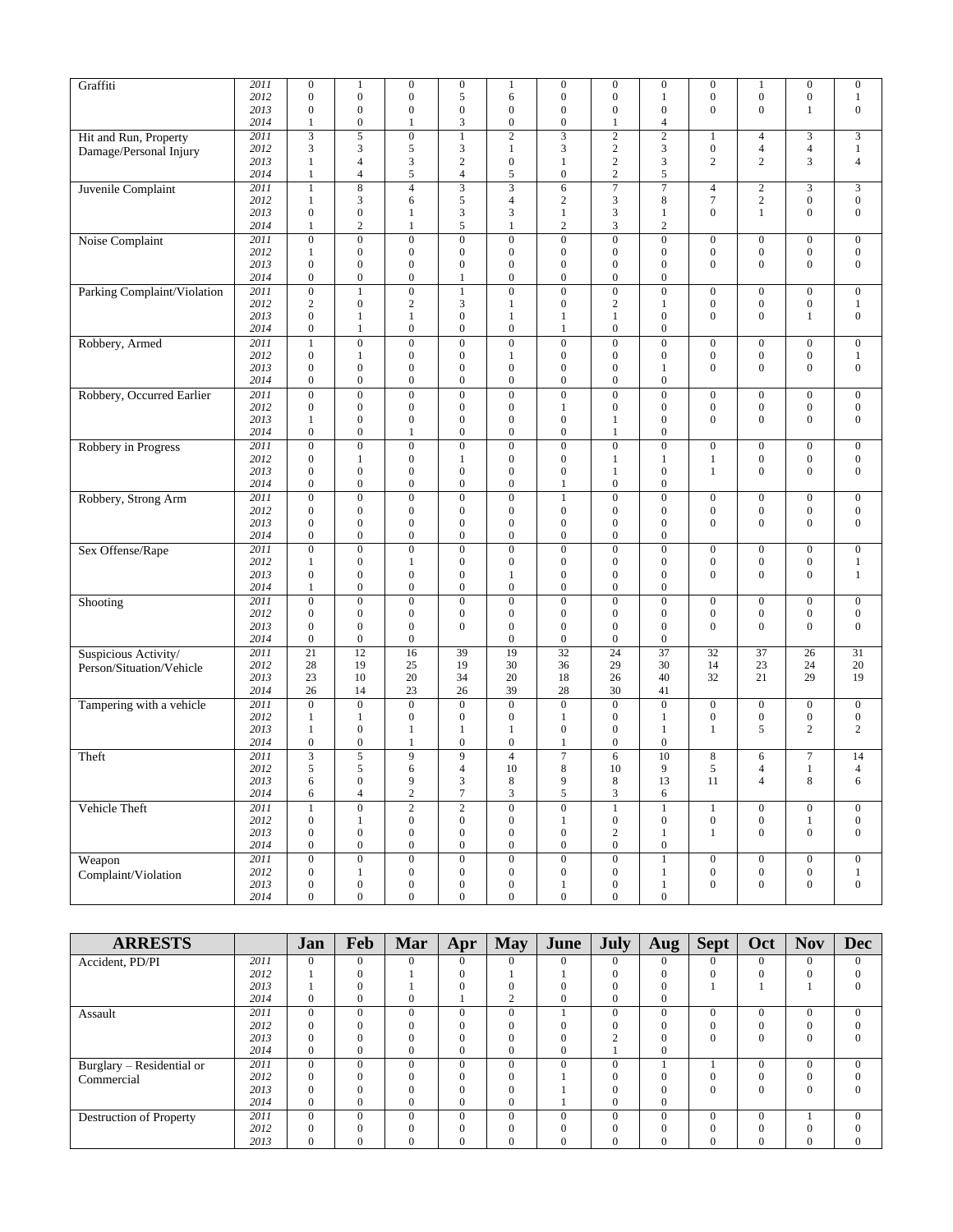| | | | | | | | | | | | | | |
|---|---|---|---|---|---|---|---|---|---|---|---|---|---|
| Graffiti | 2011 | 0 | 1 | 0 | 0 | 1 | 0 | 0 | 0 | 0 | 1 | 0 | 0 |
| | 2012 | 0 | 0 | 0 | 5 | 6 | 0 | 0 | 1 | 0 | 0 | 0 | 1 |
| | 2013 | 0 | 0 | 0 | 0 | 0 | 0 | 0 | 0 | 0 | 0 | 1 | 0 |
| | 2014 | 1 | 0 | 1 | 3 | 0 | 0 | 1 | 4 | | | | |
| Hit and Run, Property Damage/Personal Injury | 2011 | 3 | 5 | 0 | 1 | 2 | 3 | 2 | 2 | 1 | 4 | 3 | 3 |
| | 2012 | 3 | 3 | 5 | 3 | 1 | 3 | 2 | 3 | 0 | 4 | 4 | 1 |
| | 2013 | 1 | 4 | 3 | 2 | 0 | 1 | 2 | 3 | 2 | 2 | 3 | 4 |
| | 2014 | 1 | 4 | 5 | 4 | 5 | 0 | 2 | 5 | | | | |
| Juvenile Complaint | 2011 | 1 | 8 | 4 | 3 | 3 | 6 | 7 | 7 | 4 | 2 | 3 | 3 |
| | 2012 | 1 | 3 | 6 | 5 | 4 | 2 | 3 | 8 | 7 | 2 | 0 | 0 |
| | 2013 | 0 | 0 | 1 | 3 | 3 | 1 | 3 | 1 | 0 | 1 | 0 | 0 |
| | 2014 | 1 | 2 | 1 | 5 | 1 | 2 | 3 | 2 | | | | |
| Noise Complaint | 2011 | 0 | 0 | 0 | 0 | 0 | 0 | 0 | 0 | 0 | 0 | 0 | 0 |
| | 2012 | 1 | 0 | 0 | 0 | 0 | 0 | 0 | 0 | 0 | 0 | 0 | 0 |
| | 2013 | 0 | 0 | 0 | 0 | 0 | 0 | 0 | 0 | 0 | 0 | 0 | 0 |
| | 2014 | 0 | 0 | 0 | 1 | 0 | 0 | 0 | 0 | | | | |
| Parking Complaint/Violation | 2011 | 0 | 1 | 0 | 1 | 0 | 0 | 0 | 0 | 0 | 0 | 0 | 0 |
| | 2012 | 2 | 0 | 2 | 3 | 1 | 0 | 2 | 1 | 0 | 0 | 0 | 1 |
| | 2013 | 0 | 1 | 1 | 0 | 1 | 1 | 1 | 0 | 0 | 0 | 1 | 0 |
| | 2014 | 0 | 1 | 0 | 0 | 0 | 1 | 0 | 0 | | | | |
| Robbery, Armed | 2011 | 1 | 0 | 0 | 0 | 0 | 0 | 0 | 0 | 0 | 0 | 0 | 0 |
| | 2012 | 0 | 1 | 0 | 0 | 1 | 0 | 0 | 0 | 0 | 0 | 0 | 1 |
| | 2013 | 0 | 0 | 0 | 0 | 0 | 0 | 0 | 1 | 0 | 0 | 0 | 0 |
| | 2014 | 0 | 0 | 0 | 0 | 0 | 0 | 0 | 0 | | | | |
| Robbery, Occurred Earlier | 2011 | 0 | 0 | 0 | 0 | 0 | 0 | 0 | 0 | 0 | 0 | 0 | 0 |
| | 2012 | 0 | 0 | 0 | 0 | 0 | 1 | 0 | 0 | 0 | 0 | 0 | 0 |
| | 2013 | 1 | 0 | 0 | 0 | 0 | 0 | 1 | 0 | 0 | 0 | 0 | 0 |
| | 2014 | 0 | 0 | 1 | 0 | 0 | 0 | 1 | 0 | | | | |
| Robbery in Progress | 2011 | 0 | 0 | 0 | 0 | 0 | 0 | 0 | 0 | 0 | 0 | 0 | 0 |
| | 2012 | 0 | 1 | 0 | 1 | 0 | 0 | 1 | 1 | 1 | 0 | 0 | 0 |
| | 2013 | 0 | 0 | 0 | 0 | 0 | 0 | 1 | 0 | 1 | 0 | 0 | 0 |
| | 2014 | 0 | 0 | 0 | 0 | 0 | 1 | 0 | 0 | | | | |
| Robbery, Strong Arm | 2011 | 0 | 0 | 0 | 0 | 0 | 1 | 0 | 0 | 0 | 0 | 0 | 0 |
| | 2012 | 0 | 0 | 0 | 0 | 0 | 0 | 0 | 0 | 0 | 0 | 0 | 0 |
| | 2013 | 0 | 0 | 0 | 0 | 0 | 0 | 0 | 0 | 0 | 0 | 0 | 0 |
| | 2014 | 0 | 0 | 0 | 0 | 0 | 0 | 0 | 0 | | | | |
| Sex Offense/Rape | 2011 | 0 | 0 | 0 | 0 | 0 | 0 | 0 | 0 | 0 | 0 | 0 | 0 |
| | 2012 | 1 | 0 | 1 | 0 | 0 | 0 | 0 | 0 | 0 | 0 | 0 | 1 |
| | 2013 | 0 | 0 | 0 | 0 | 1 | 0 | 0 | 0 | 0 | 0 | 0 | 1 |
| | 2014 | 1 | 0 | 0 | 0 | 0 | 0 | 0 | 0 | | | | |
| Shooting | 2011 | 0 | 0 | 0 | 0 | 0 | 0 | 0 | 0 | 0 | 0 | 0 | 0 |
| | 2012 | 0 | 0 | 0 | 0 | 0 | 0 | 0 | 0 | 0 | 0 | 0 | 0 |
| | 2013 | 0 | 0 | 0 | 0 | 0 | 0 | 0 | 0 | 0 | 0 | 0 | 0 |
| | 2014 | 0 | 0 | 0 | | 0 | 0 | 0 | 0 | | | | |
| Suspicious Activity/ Person/Situation/Vehicle | 2011 | 21 | 12 | 16 | 39 | 19 | 32 | 24 | 37 | 32 | 37 | 26 | 31 |
| | 2012 | 28 | 19 | 25 | 19 | 30 | 36 | 29 | 30 | 14 | 23 | 24 | 20 |
| | 2013 | 23 | 10 | 20 | 34 | 20 | 18 | 26 | 40 | 32 | 21 | 29 | 19 |
| | 2014 | 26 | 14 | 23 | 26 | 39 | 28 | 30 | 41 | | | | |
| Tampering with a vehicle | 2011 | 0 | 0 | 0 | 0 | 0 | 0 | 0 | 0 | 0 | 0 | 0 | 0 |
| | 2012 | 1 | 1 | 0 | 0 | 0 | 1 | 0 | 1 | 0 | 0 | 0 | 0 |
| | 2013 | 1 | 0 | 1 | 1 | 1 | 0 | 0 | 1 | 1 | 5 | 2 | 2 |
| | 2014 | 0 | 0 | 1 | 0 | 0 | 1 | 0 | 0 | | | | |
| Theft | 2011 | 3 | 5 | 9 | 9 | 4 | 7 | 6 | 10 | 8 | 6 | 7 | 14 |
| | 2012 | 5 | 5 | 6 | 4 | 10 | 8 | 10 | 9 | 5 | 4 | 1 | 4 |
| | 2013 | 6 | 0 | 9 | 3 | 8 | 9 | 8 | 13 | 11 | 4 | 8 | 6 |
| | 2014 | 6 | 4 | 2 | 7 | 3 | 5 | 3 | 6 | | | | |
| Vehicle Theft | 2011 | 1 | 0 | 2 | 2 | 0 | 0 | 1 | 1 | 1 | 0 | 0 | 0 |
| | 2012 | 0 | 1 | 0 | 0 | 0 | 1 | 0 | 0 | 0 | 0 | 1 | 0 |
| | 2013 | 0 | 0 | 0 | 0 | 0 | 0 | 2 | 1 | 1 | 0 | 0 | 0 |
| | 2014 | 0 | 0 | 0 | 0 | 0 | 0 | 0 | 0 | | | | |
| Weapon Complaint/Violation | 2011 | 0 | 0 | 0 | 0 | 0 | 0 | 0 | 1 | 0 | 0 | 0 | 0 |
| | 2012 | 0 | 1 | 0 | 0 | 0 | 0 | 0 | 1 | 0 | 0 | 0 | 1 |
| | 2013 | 0 | 0 | 0 | 0 | 0 | 1 | 0 | 1 | 0 | 0 | 0 | 0 |
| | 2014 | 0 | 0 | 0 | 0 | 0 | 0 | 0 | 0 | | | | |

| ARRESTS | | Jan | Feb | Mar | Apr | May | June | July | Aug | Sept | Oct | Nov | Dec |
|---|---|---|---|---|---|---|---|---|---|---|---|---|---|
| Accident, PD/PI | 2011 | 0 | 0 | 0 | 0 | 0 | 0 | 0 | 0 | 0 | 0 | 0 | 0 |
| | 2012 | 1 | 0 | 1 | 0 | 1 | 1 | 0 | 0 | 0 | 0 | 0 | 0 |
| | 2013 | 1 | 0 | 1 | 0 | 0 | 0 | 0 | 0 | 1 | 1 | 1 | 0 |
| | 2014 | 0 | 0 | 0 | 1 | 2 | 0 | 0 | 0 | | | | |
| Assault | 2011 | 0 | 0 | 0 | 0 | 0 | 1 | 0 | 0 | 0 | 0 | 0 | 0 |
| | 2012 | 0 | 0 | 0 | 0 | 0 | 0 | 0 | 0 | 0 | 0 | 0 | 0 |
| | 2013 | 0 | 0 | 0 | 0 | 0 | 0 | 2 | 0 | 0 | 0 | 0 | 0 |
| | 2014 | 0 | 0 | 0 | 0 | 0 | 0 | 1 | 0 | | | | |
| Burglary – Residential or Commercial | 2011 | 0 | 0 | 0 | 0 | 0 | 0 | 0 | 1 | 1 | 0 | 0 | 0 |
| | 2012 | 0 | 0 | 0 | 0 | 0 | 1 | 0 | 0 | 0 | 0 | 0 | 0 |
| | 2013 | 0 | 0 | 0 | 0 | 0 | 1 | 0 | 0 | 0 | 0 | 0 | 0 |
| | 2014 | 0 | 0 | 0 | 0 | 0 | 1 | 0 | 0 | | | | |
| Destruction of Property | 2011 | 0 | 0 | 0 | 0 | 0 | 0 | 0 | 0 | 0 | 0 | 1 | 0 |
| | 2012 | 0 | 0 | 0 | 0 | 0 | 0 | 0 | 0 | 0 | 0 | 0 | 0 |
| | 2013 | 0 | 0 | 0 | 0 | 0 | 0 | 0 | 0 | 0 | 0 | 0 | 0 |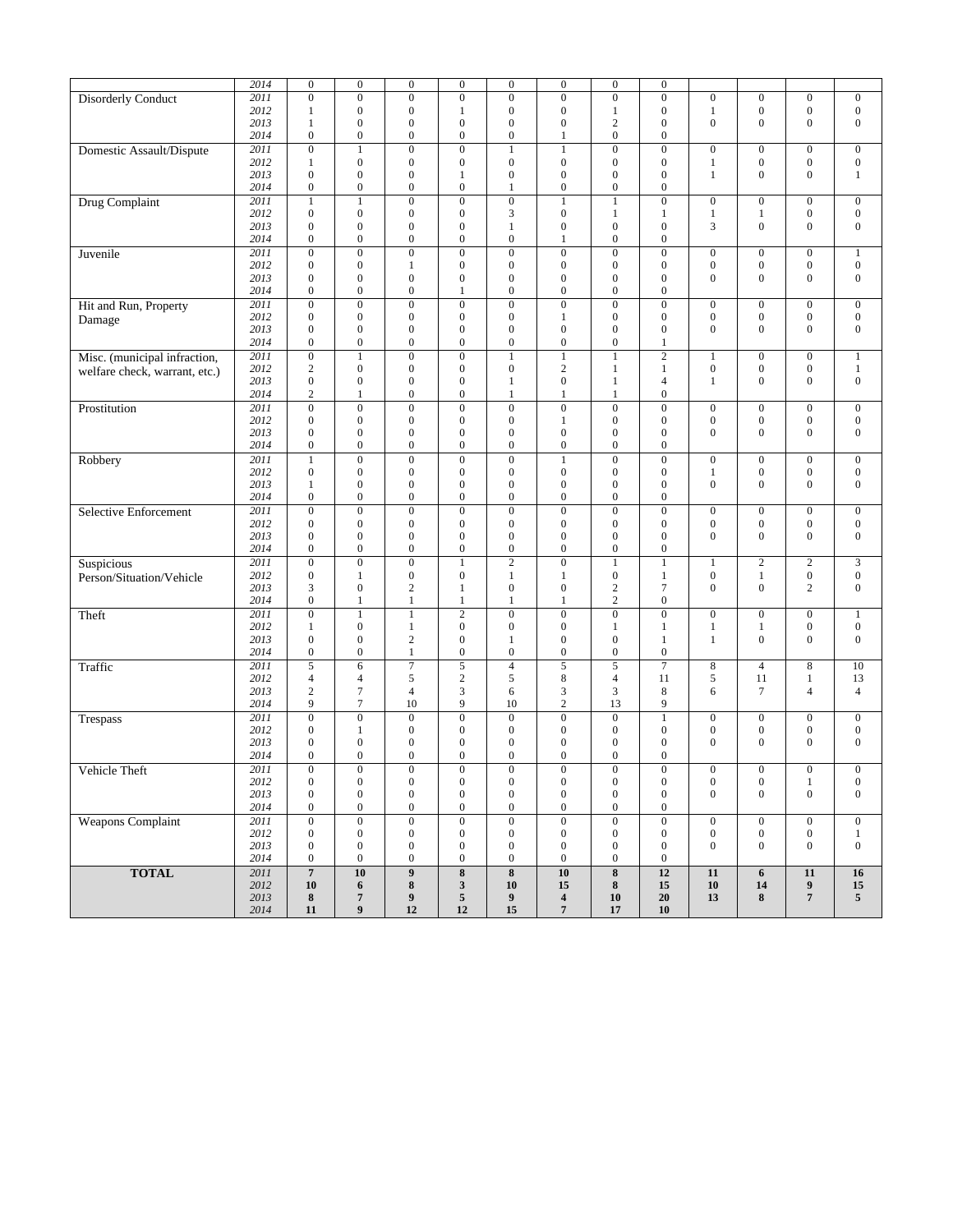| | | | | | | | | | | | | | |
|---|---|---|---|---|---|---|---|---|---|---|---|---|---|
| | 2014 | 0 | 0 | 0 | 0 | 0 | 0 | 0 | 0 | | | | |
| Disorderly Conduct | 2011 | 0 | 0 | 0 | 0 | 0 | 0 | 0 | 0 | 0 | 0 | 0 | 0 |
| | 2012 | 1 | 0 | 0 | 1 | 0 | 0 | 1 | 0 | 1 | 0 | 0 | 0 |
| | 2013 | 1 | 0 | 0 | 0 | 0 | 0 | 2 | 0 | 0 | 0 | 0 | 0 |
| | 2014 | 0 | 0 | 0 | 0 | 0 | 1 | 0 | 0 | | | | |
| Domestic Assault/Dispute | 2011 | 0 | 1 | 0 | 0 | 1 | 1 | 0 | 0 | 0 | 0 | 0 | 0 |
| | 2012 | 1 | 0 | 0 | 0 | 0 | 0 | 0 | 0 | 1 | 0 | 0 | 0 |
| | 2013 | 0 | 0 | 0 | 1 | 0 | 0 | 0 | 0 | 1 | 0 | 0 | 1 |
| | 2014 | 0 | 0 | 0 | 0 | 1 | 0 | 0 | 0 | | | | |
| Drug Complaint | 2011 | 1 | 1 | 0 | 0 | 0 | 1 | 1 | 0 | 0 | 0 | 0 | 0 |
| | 2012 | 0 | 0 | 0 | 0 | 3 | 0 | 1 | 1 | 1 | 1 | 0 | 0 |
| | 2013 | 0 | 0 | 0 | 0 | 1 | 0 | 0 | 0 | 3 | 0 | 0 | 0 |
| | 2014 | 0 | 0 | 0 | 0 | 0 | 1 | 0 | 0 | | | | |
| Juvenile | 2011 | 0 | 0 | 0 | 0 | 0 | 0 | 0 | 0 | 0 | 0 | 0 | 1 |
| | 2012 | 0 | 0 | 1 | 0 | 0 | 0 | 0 | 0 | 0 | 0 | 0 | 0 |
| | 2013 | 0 | 0 | 0 | 0 | 0 | 0 | 0 | 0 | 0 | 0 | 0 | 0 |
| | 2014 | 0 | 0 | 0 | 1 | 0 | 0 | 0 | 0 | | | | |
| Hit and Run, Property Damage | 2011 | 0 | 0 | 0 | 0 | 0 | 0 | 0 | 0 | 0 | 0 | 0 | 0 |
| | 2012 | 0 | 0 | 0 | 0 | 0 | 1 | 0 | 0 | 0 | 0 | 0 | 0 |
| | 2013 | 0 | 0 | 0 | 0 | 0 | 0 | 0 | 0 | 0 | 0 | 0 | 0 |
| | 2014 | 0 | 0 | 0 | 0 | 0 | 0 | 0 | 1 | | | | |
| Misc. (municipal infraction, welfare check, warrant, etc.) | 2011 | 0 | 1 | 0 | 0 | 1 | 1 | 1 | 2 | 1 | 0 | 0 | 1 |
| | 2012 | 2 | 0 | 0 | 0 | 0 | 2 | 1 | 1 | 0 | 0 | 0 | 1 |
| | 2013 | 0 | 0 | 0 | 0 | 1 | 0 | 1 | 4 | 1 | 0 | 0 | 0 |
| | 2014 | 2 | 1 | 0 | 0 | 1 | 1 | 1 | 0 | | | | |
| Prostitution | 2011 | 0 | 0 | 0 | 0 | 0 | 0 | 0 | 0 | 0 | 0 | 0 | 0 |
| | 2012 | 0 | 0 | 0 | 0 | 0 | 1 | 0 | 0 | 0 | 0 | 0 | 0 |
| | 2013 | 0 | 0 | 0 | 0 | 0 | 0 | 0 | 0 | 0 | 0 | 0 | 0 |
| | 2014 | 0 | 0 | 0 | 0 | 0 | 0 | 0 | 0 | | | | |
| Robbery | 2011 | 1 | 0 | 0 | 0 | 0 | 1 | 0 | 0 | 0 | 0 | 0 | 0 |
| | 2012 | 0 | 0 | 0 | 0 | 0 | 0 | 0 | 0 | 1 | 0 | 0 | 0 |
| | 2013 | 1 | 0 | 0 | 0 | 0 | 0 | 0 | 0 | 0 | 0 | 0 | 0 |
| | 2014 | 0 | 0 | 0 | 0 | 0 | 0 | 0 | 0 | | | | |
| Selective Enforcement | 2011 | 0 | 0 | 0 | 0 | 0 | 0 | 0 | 0 | 0 | 0 | 0 | 0 |
| | 2012 | 0 | 0 | 0 | 0 | 0 | 0 | 0 | 0 | 0 | 0 | 0 | 0 |
| | 2013 | 0 | 0 | 0 | 0 | 0 | 0 | 0 | 0 | 0 | 0 | 0 | 0 |
| | 2014 | 0 | 0 | 0 | 0 | 0 | 0 | 0 | 0 | | | | |
| Suspicious Person/Situation/Vehicle | 2011 | 0 | 0 | 0 | 1 | 2 | 0 | 1 | 1 | 1 | 2 | 2 | 3 |
| | 2012 | 0 | 1 | 0 | 0 | 1 | 1 | 0 | 1 | 0 | 1 | 0 | 0 |
| | 2013 | 3 | 0 | 2 | 1 | 0 | 0 | 2 | 7 | 0 | 0 | 2 | 0 |
| | 2014 | 0 | 1 | 1 | 1 | 1 | 1 | 2 | 0 | | | | |
| Theft | 2011 | 0 | 1 | 1 | 2 | 0 | 0 | 0 | 0 | 0 | 0 | 0 | 1 |
| | 2012 | 1 | 0 | 1 | 0 | 0 | 0 | 1 | 1 | 1 | 1 | 0 | 0 |
| | 2013 | 0 | 0 | 2 | 0 | 1 | 0 | 0 | 1 | 1 | 0 | 0 | 0 |
| | 2014 | 0 | 0 | 1 | 0 | 0 | 0 | 0 | 0 | | | | |
| Traffic | 2011 | 5 | 6 | 7 | 5 | 4 | 5 | 5 | 7 | 8 | 4 | 8 | 10 |
| | 2012 | 4 | 4 | 5 | 2 | 5 | 8 | 4 | 11 | 5 | 11 | 1 | 13 |
| | 2013 | 2 | 7 | 4 | 3 | 6 | 3 | 3 | 8 | 6 | 7 | 4 | 4 |
| | 2014 | 9 | 7 | 10 | 9 | 10 | 2 | 13 | 9 | | | | |
| Trespass | 2011 | 0 | 0 | 0 | 0 | 0 | 0 | 0 | 1 | 0 | 0 | 0 | 0 |
| | 2012 | 0 | 1 | 0 | 0 | 0 | 0 | 0 | 0 | 0 | 0 | 0 | 0 |
| | 2013 | 0 | 0 | 0 | 0 | 0 | 0 | 0 | 0 | 0 | 0 | 0 | 0 |
| | 2014 | 0 | 0 | 0 | 0 | 0 | 0 | 0 | 0 | | | | |
| Vehicle Theft | 2011 | 0 | 0 | 0 | 0 | 0 | 0 | 0 | 0 | 0 | 0 | 0 | 0 |
| | 2012 | 0 | 0 | 0 | 0 | 0 | 0 | 0 | 0 | 0 | 0 | 1 | 0 |
| | 2013 | 0 | 0 | 0 | 0 | 0 | 0 | 0 | 0 | 0 | 0 | 0 | 0 |
| | 2014 | 0 | 0 | 0 | 0 | 0 | 0 | 0 | 0 | | | | |
| Weapons Complaint | 2011 | 0 | 0 | 0 | 0 | 0 | 0 | 0 | 0 | 0 | 0 | 0 | 0 |
| | 2012 | 0 | 0 | 0 | 0 | 0 | 0 | 0 | 0 | 0 | 0 | 0 | 1 |
| | 2013 | 0 | 0 | 0 | 0 | 0 | 0 | 0 | 0 | 0 | 0 | 0 | 0 |
| | 2014 | 0 | 0 | 0 | 0 | 0 | 0 | 0 | 0 | | | | |
| **TOTAL** | 2011 | **7** | **10** | **9** | **8** | **8** | **10** | **8** | **12** | **11** | **6** | **11** | **16** |
| | 2012 | **10** | **6** | **8** | **3** | **10** | **15** | **8** | **15** | **10** | **14** | **9** | **15** |
| | 2013 | **8** | **7** | **9** | **5** | **9** | **4** | **10** | **20** | **13** | **8** | **7** | **5** |
| | 2014 | **11** | **9** | **12** | **12** | **15** | **7** | **17** | **10** | | | | |